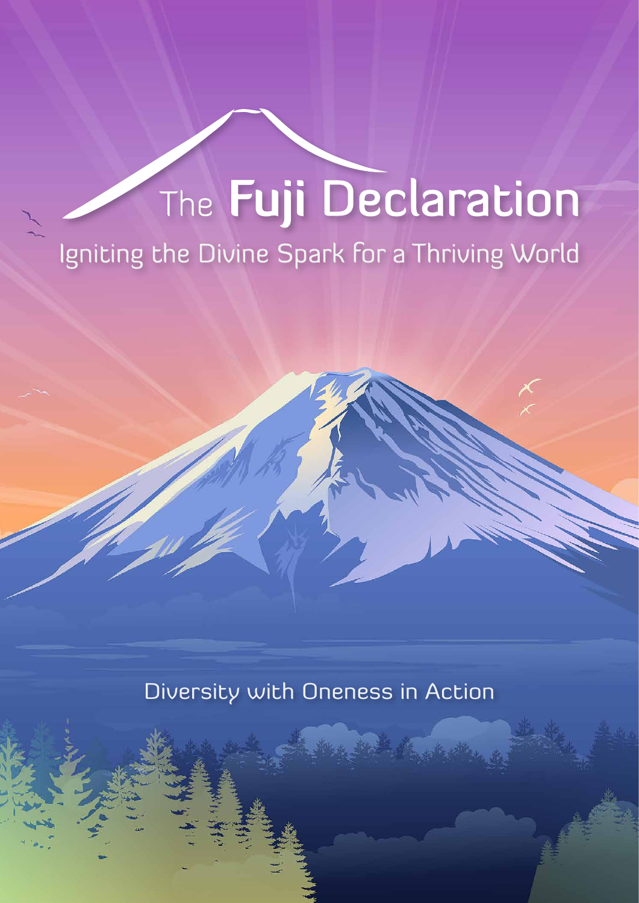# The Fuji Declaration

## Igniting the Divine Spark for a Thriving World

Diversity with Oneness in Action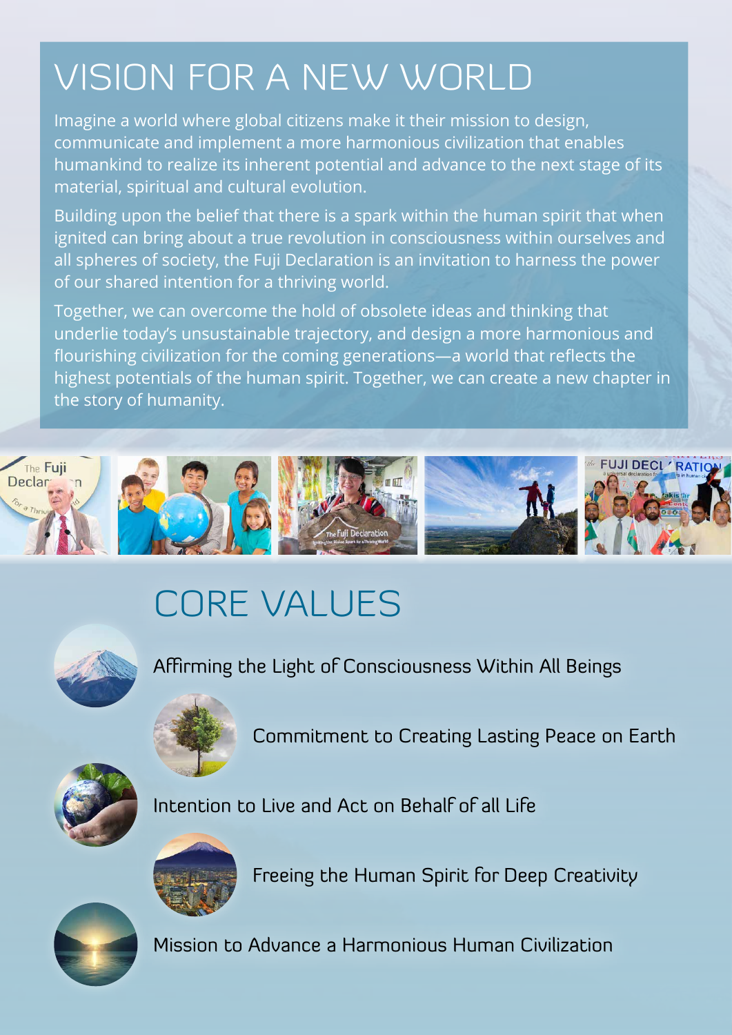# VISION FOR A NEW WORLD

Imagine a world where global citizens make it their mission to design, communicate and implement a more harmonious civilization that enables humankind to realize its inherent potential and advance to the next stage of its material, spiritual and cultural evolution.

Building upon the belief that there is a spark within the human spirit that when ignited can bring about a true revolution in consciousness within ourselves and all spheres of society, the Fuji Declaration is an invitation to harness the power of our shared intention for a thriving world.

Together, we can overcome the hold of obsolete ideas and thinking that underlie today's unsustainable trajectory, and design a more harmonious and flourishing civilization for the coming generations—a world that reflects the highest potentials of the human spirit. Together, we can create a new chapter in the story of humanity.

# CORE VALUES

Affirming the Light of Consciousness Within All Beings

Commitment to Creating Lasting Peace on Earth

Intention to Live and Act on Behalf of all Life

Freeing the Human Spirit for Deep Creativity

Mission to Advance a Harmonious Human Civilization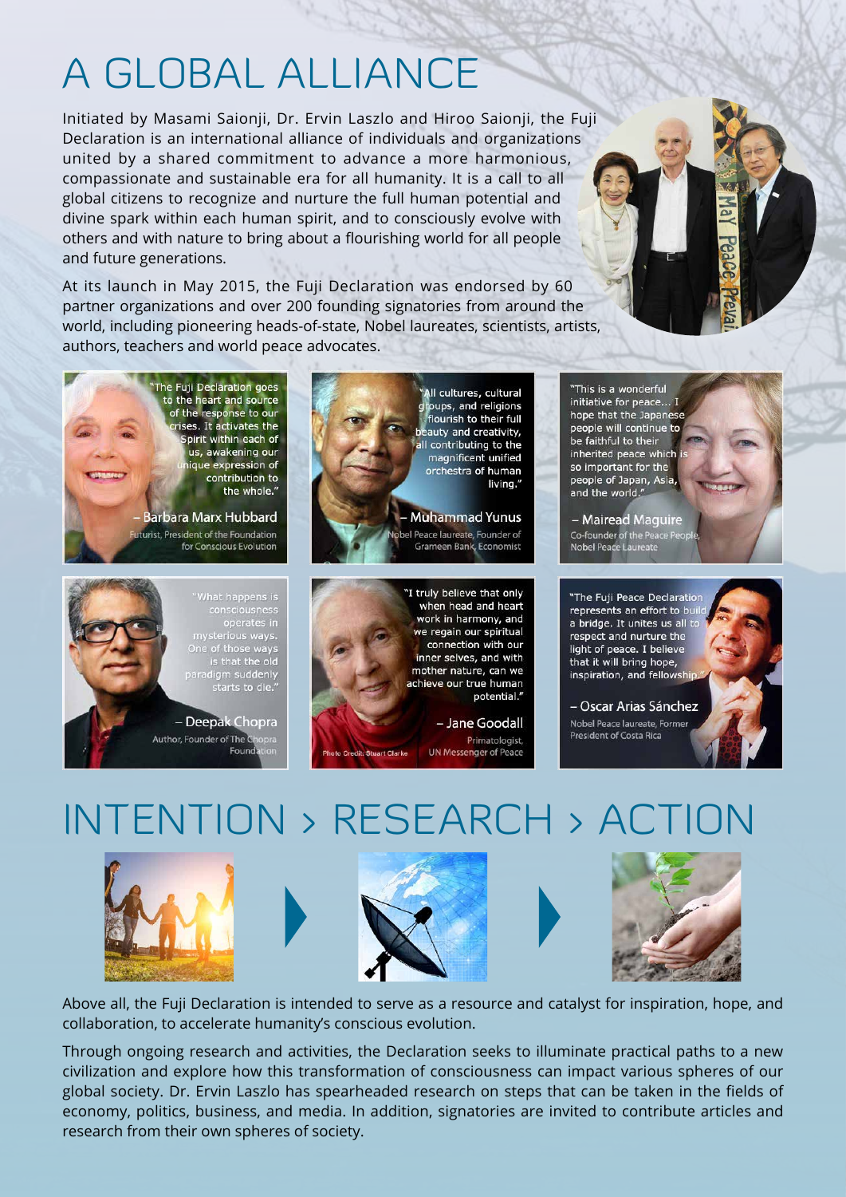# A GLOBAL ALLIANCE

Initiated by Masami Saionji, Dr. Ervin Laszlo and Hiroo Saionji, the Fuji Declaration is an international alliance of individuals and organizations united by a shared commitment to advance a more harmonious, compassionate and sustainable era for all humanity. It is a call to all global citizens to recognize and nurture the full human potential and divine spark within each human spirit, and to consciously evolve with others and with nature to bring about a flourishing world for all people and future generations.

At its launch in May 2015, the Fuji Declaration was endorsed by 60 partner organizations and over 200 founding signatories from around the world, including pioneering heads-of-state, Nobel laureates, scientists, artists, authors, teachers and world peace advocates.

"The Fuji Declaration goes to the heart and source of the response to our crises. It activates the Spirit within each of us, awakening our unique expression of contribution to the whole."

– Barbara Marx Hubbard
Futurist, President of the Foundation for Conscious Evolution

"All cultures, cultural groups, and religions flourish to their full beauty and creativity, all contributing to the magnificent unified orchestra of human living."

– Muhammad Yunus
Nobel Peace laureate, Founder of Grameen Bank, Economist

"This is a wonderful initiative for peace… I hope that the Japanese people will continue to be faithful to their inherited peace which is so important for the people of Japan, Asia, and the world."

– Mairead Maguire
Co-founder of the Peace People, Nobel Peace Laureate

"What happens is consciousness operates in mysterious ways. One of those ways is that the old paradigm suddenly starts to die."

– Deepak Chopra
Author, Founder of The Chopra Foundation

"I truly believe that only when head and heart work in harmony, and we regain our spiritual connection with our inner selves, and with mother nature, can we achieve our true human potential."

– Jane Goodall
Primatologist, UN Messenger of Peace

Photo Credit: Stuart Clarke

"The Fuji Peace Declaration represents an effort to build a bridge. It unites us all to respect and nurture the light of peace. I believe that it will bring hope, inspiration, and fellowship."

– Oscar Arias Sánchez
Nobel Peace laureate, Former President of Costa Rica

# INTENTION > RESEARCH > ACTION

Above all, the Fuji Declaration is intended to serve as a resource and catalyst for inspiration, hope, and collaboration, to accelerate humanity's conscious evolution.

Through ongoing research and activities, the Declaration seeks to illuminate practical paths to a new civilization and explore how this transformation of consciousness can impact various spheres of our global society. Dr. Ervin Laszlo has spearheaded research on steps that can be taken in the fields of economy, politics, business, and media. In addition, signatories are invited to contribute articles and research from their own spheres of society.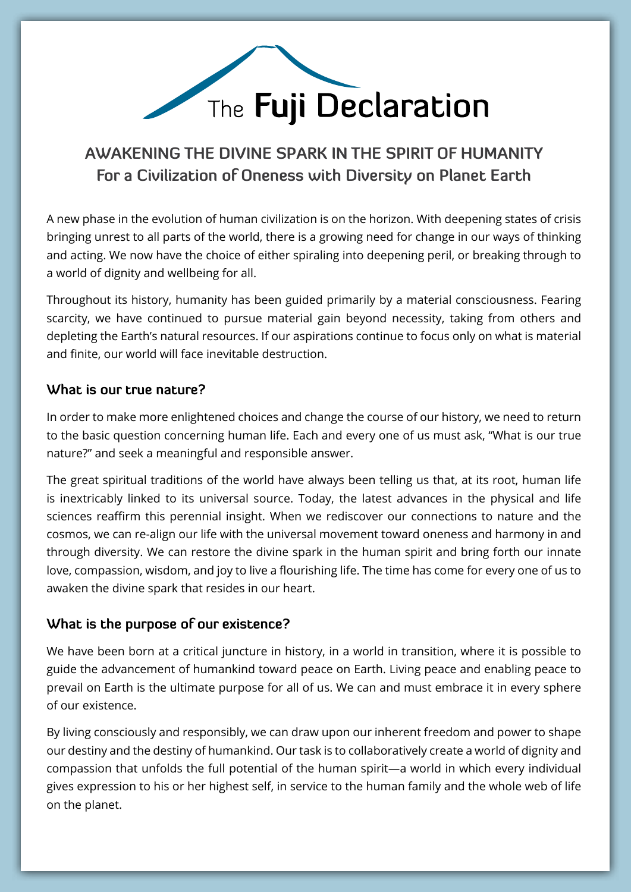# The Fuji Declaration

## AWAKENING THE DIVINE SPARK IN THE SPIRIT OF HUMANITY
## For a Civilization of Oneness with Diversity on Planet Earth

A new phase in the evolution of human civilization is on the horizon. With deepening states of crisis bringing unrest to all parts of the world, there is a growing need for change in our ways of thinking and acting. We now have the choice of either spiraling into deepening peril, or breaking through to a world of dignity and wellbeing for all.

Throughout its history, humanity has been guided primarily by a material consciousness. Fearing scarcity, we have continued to pursue material gain beyond necessity, taking from others and depleting the Earth's natural resources. If our aspirations continue to focus only on what is material and finite, our world will face inevitable destruction.

### What is our true nature?

In order to make more enlightened choices and change the course of our history, we need to return to the basic question concerning human life. Each and every one of us must ask, "What is our true nature?" and seek a meaningful and responsible answer.

The great spiritual traditions of the world have always been telling us that, at its root, human life is inextricably linked to its universal source. Today, the latest advances in the physical and life sciences reaffirm this perennial insight. When we rediscover our connections to nature and the cosmos, we can re-align our life with the universal movement toward oneness and harmony in and through diversity. We can restore the divine spark in the human spirit and bring forth our innate love, compassion, wisdom, and joy to live a flourishing life. The time has come for every one of us to awaken the divine spark that resides in our heart.

### What is the purpose of our existence?

We have been born at a critical juncture in history, in a world in transition, where it is possible to guide the advancement of humankind toward peace on Earth. Living peace and enabling peace to prevail on Earth is the ultimate purpose for all of us. We can and must embrace it in every sphere of our existence.

By living consciously and responsibly, we can draw upon our inherent freedom and power to shape our destiny and the destiny of humankind. Our task is to collaboratively create a world of dignity and compassion that unfolds the full potential of the human spirit—a world in which every individual gives expression to his or her highest self, in service to the human family and the whole web of life on the planet.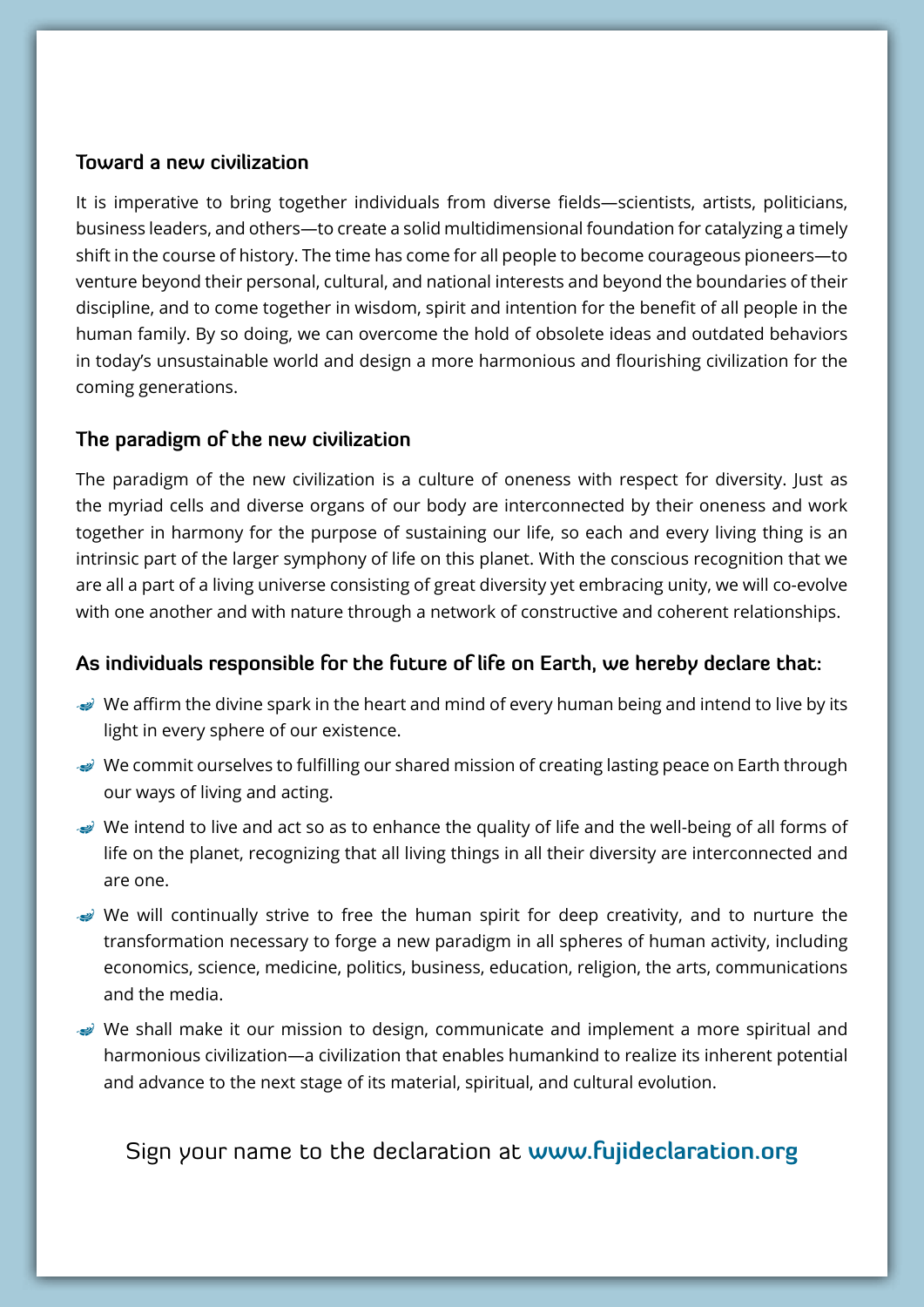## Toward a new civilization

It is imperative to bring together individuals from diverse fields—scientists, artists, politicians, business leaders, and others—to create a solid multidimensional foundation for catalyzing a timely shift in the course of history. The time has come for all people to become courageous pioneers—to venture beyond their personal, cultural, and national interests and beyond the boundaries of their discipline, and to come together in wisdom, spirit and intention for the benefit of all people in the human family. By so doing, we can overcome the hold of obsolete ideas and outdated behaviors in today's unsustainable world and design a more harmonious and flourishing civilization for the coming generations.

## The paradigm of the new civilization

The paradigm of the new civilization is a culture of oneness with respect for diversity. Just as the myriad cells and diverse organs of our body are interconnected by their oneness and work together in harmony for the purpose of sustaining our life, so each and every living thing is an intrinsic part of the larger symphony of life on this planet. With the conscious recognition that we are all a part of a living universe consisting of great diversity yet embracing unity, we will co-evolve with one another and with nature through a network of constructive and coherent relationships.

## As individuals responsible for the future of life on Earth, we hereby declare that:

- We affirm the divine spark in the heart and mind of every human being and intend to live by its light in every sphere of our existence.
- We commit ourselves to fulfilling our shared mission of creating lasting peace on Earth through our ways of living and acting.
- We intend to live and act so as to enhance the quality of life and the well-being of all forms of life on the planet, recognizing that all living things in all their diversity are interconnected and are one.
- We will continually strive to free the human spirit for deep creativity, and to nurture the transformation necessary to forge a new paradigm in all spheres of human activity, including economics, science, medicine, politics, business, education, religion, the arts, communications and the media.
- We shall make it our mission to design, communicate and implement a more spiritual and harmonious civilization—a civilization that enables humankind to realize its inherent potential and advance to the next stage of its material, spiritual, and cultural evolution.

Sign your name to the declaration at **www.fujideclaration.org**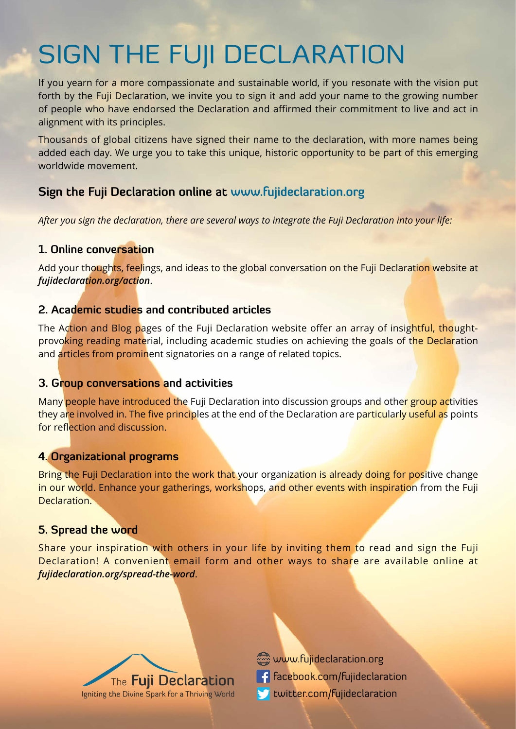# SIGN THE FUJI DECLARATION

If you yearn for a more compassionate and sustainable world, if you resonate with the vision put forth by the Fuji Declaration, we invite you to sign it and add your name to the growing number of people who have endorsed the Declaration and affirmed their commitment to live and act in alignment with its principles.

Thousands of global citizens have signed their name to the declaration, with more names being added each day. We urge you to take this unique, historic opportunity to be part of this emerging worldwide movement.

### Sign the Fuji Declaration online at www.fujideclaration.org

*After you sign the declaration, there are several ways to integrate the Fuji Declaration into your life:*

#### 1. Online conversation

Add your thoughts, feelings, and ideas to the global conversation on the Fuji Declaration website at ***fujideclaration.org/action***.

#### 2. Academic studies and contributed articles

The Action and Blog pages of the Fuji Declaration website offer an array of insightful, thought-provoking reading material, including academic studies on achieving the goals of the Declaration and articles from prominent signatories on a range of related topics.

#### 3. Group conversations and activities

Many people have introduced the Fuji Declaration into discussion groups and other group activities they are involved in. The five principles at the end of the Declaration are particularly useful as points for reflection and discussion.

#### 4. Organizational programs

Bring the Fuji Declaration into the work that your organization is already doing for positive change in our world. Enhance your gatherings, workshops, and other events with inspiration from the Fuji Declaration.

#### 5. Spread the word

Share your inspiration with others in your life by inviting them to read and sign the Fuji Declaration! A convenient email form and other ways to share are available online at ***fujideclaration.org/spread-the-word***.

The **Fuji Declaration**
Igniting the Divine Spark for a Thriving World

www.fujideclaration.org
facebook.com/fujideclaration
twitter.com/fujideclaration